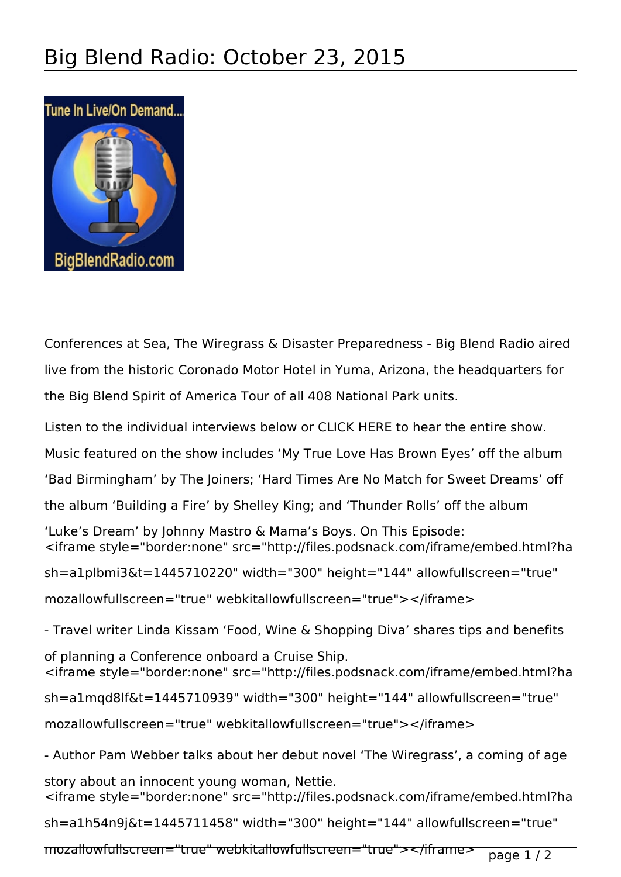# Big Blend Radio: October 23, 2015

Conferences at Sea, The Wiregrass & Disaster Preparedness - Big Blend Radio aired live from the historic Coronado Motor Hotel in Yuma, Arizona, the headquarters for the Big Blend Spirit of America Tour of all 408 National Park units.

Listen to the individual interviews below or CLICK HERE to hear the entire show. Music featured on the show includes 'My True Love Has Brown Eyes' off the album 'Bad Birmingham' by The Joiners; 'Hard Times Are No Match for Sweet Dreams' off the album 'Building a Fire' by Shelley King; and 'Thunder Rolls' off the album 'Luke's Dream' by Johnny Mastro & Mama's Boys. On This Episode:
<iframe style="border:none" src="http://files.podsnack.com/iframe/embed.html?hash=a1plbmi3&t=1445710220" width="300" height="144" allowfullscreen="true" mozallowfullscreen="true" webkitallowfullscreen="true"></iframe>

- Travel writer Linda Kissam 'Food, Wine & Shopping Diva' shares tips and benefits of planning a Conference onboard a Cruise Ship.
<iframe style="border:none" src="http://files.podsnack.com/iframe/embed.html?hash=a1mqd8lf&t=1445710939" width="300" height="144" allowfullscreen="true" mozallowfullscreen="true" webkitallowfullscreen="true"></iframe>

- Author Pam Webber talks about her debut novel 'The Wiregrass', a coming of age story about an innocent young woman, Nettie.
<iframe style="border:none" src="http://files.podsnack.com/iframe/embed.html?hash=a1h54n9j&t=1445711458" width="300" height="144" allowfullscreen="true" mozallowfullscreen="true" webkitallowfullscreen="true"></iframe>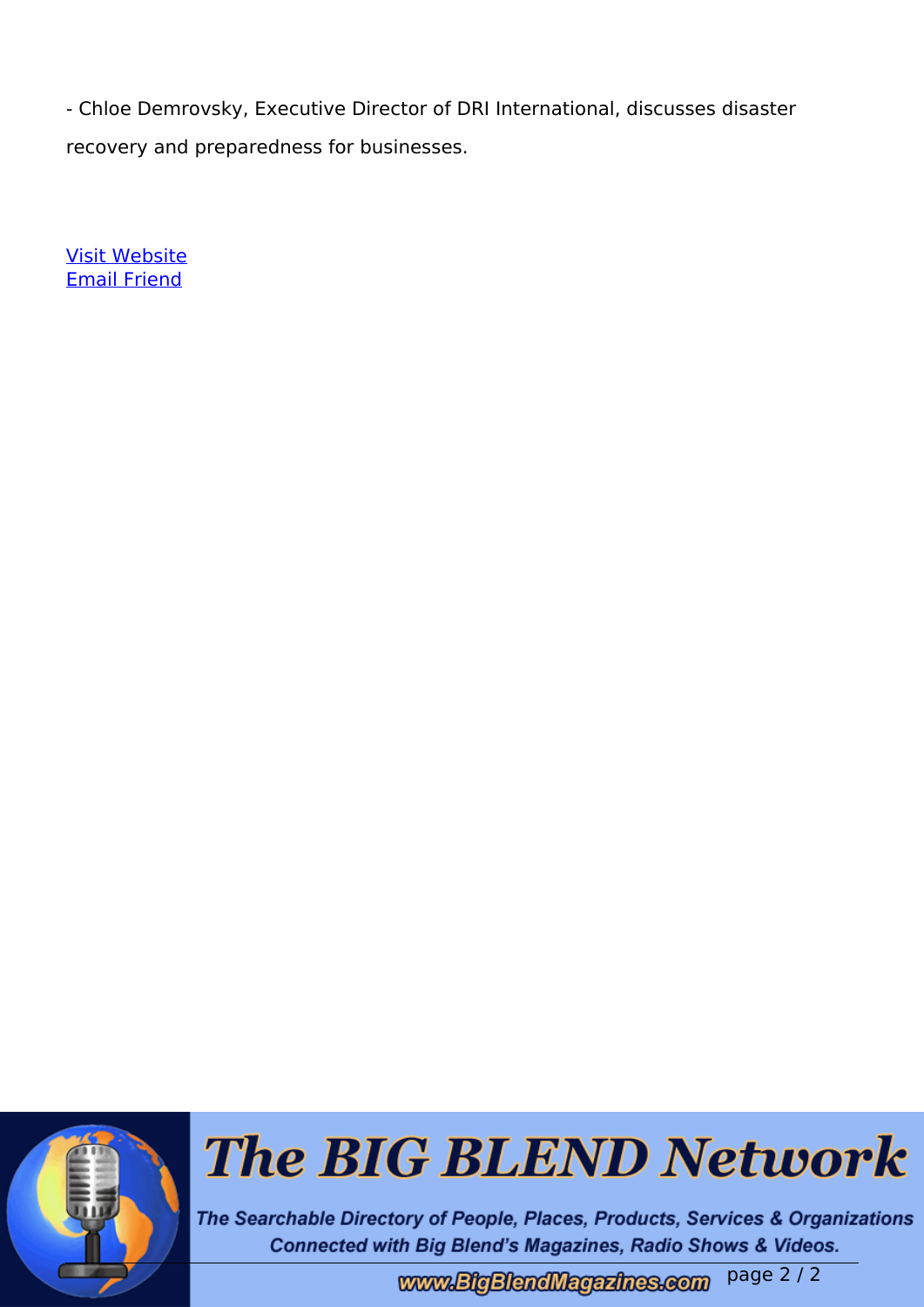- Chloe Demrovsky, Executive Director of DRI International, discusses disaster recovery and preparedness for businesses.

Visit Website
Email Friend